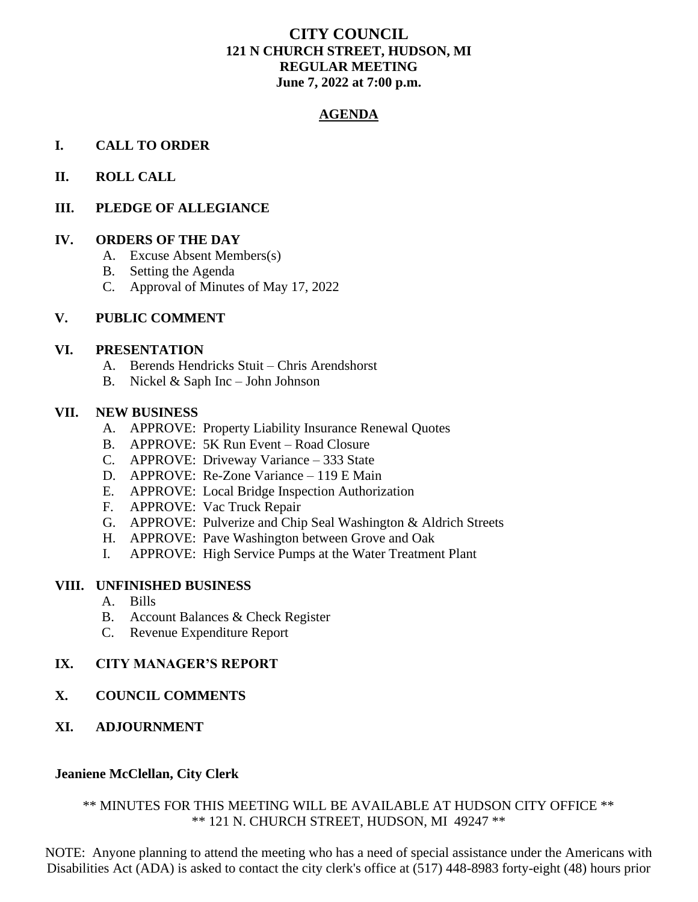# CITY COUNCIL
## 121 N CHURCH STREET, HUDSON, MI
## REGULAR MEETING
## June 7, 2022 at 7:00 p.m.

## AGENDA

**I. CALL TO ORDER**

**II. ROLL CALL**

**III. PLEDGE OF ALLEGIANCE**

**IV. ORDERS OF THE DAY**

- A. Excuse Absent Members(s)
- B. Setting the Agenda
- C. Approval of Minutes of May 17, 2022

**V. PUBLIC COMMENT**

**VI. PRESENTATION**

- A. Berends Hendricks Stuit – Chris Arendshorst
- B. Nickel & Saph Inc – John Johnson

**VII. NEW BUSINESS**

- A. APPROVE: Property Liability Insurance Renewal Quotes
- B. APPROVE: 5K Run Event – Road Closure
- C. APPROVE: Driveway Variance – 333 State
- D. APPROVE: Re-Zone Variance – 119 E Main
- E. APPROVE: Local Bridge Inspection Authorization
- F. APPROVE: Vac Truck Repair
- G. APPROVE: Pulverize and Chip Seal Washington & Aldrich Streets
- H. APPROVE: Pave Washington between Grove and Oak
- I. APPROVE: High Service Pumps at the Water Treatment Plant

**VIII. UNFINISHED BUSINESS**

- A. Bills
- B. Account Balances & Check Register
- C. Revenue Expenditure Report

**IX. CITY MANAGER'S REPORT**

**X. COUNCIL COMMENTS**

**XI. ADJOURNMENT**

**Jeaniene McClellan, City Clerk**

\*\* MINUTES FOR THIS MEETING WILL BE AVAILABLE AT HUDSON CITY OFFICE \*\*
\*\* 121 N. CHURCH STREET, HUDSON, MI 49247 \*\*

NOTE: Anyone planning to attend the meeting who has a need of special assistance under the Americans with Disabilities Act (ADA) is asked to contact the city clerk's office at (517) 448-8983 forty-eight (48) hours prior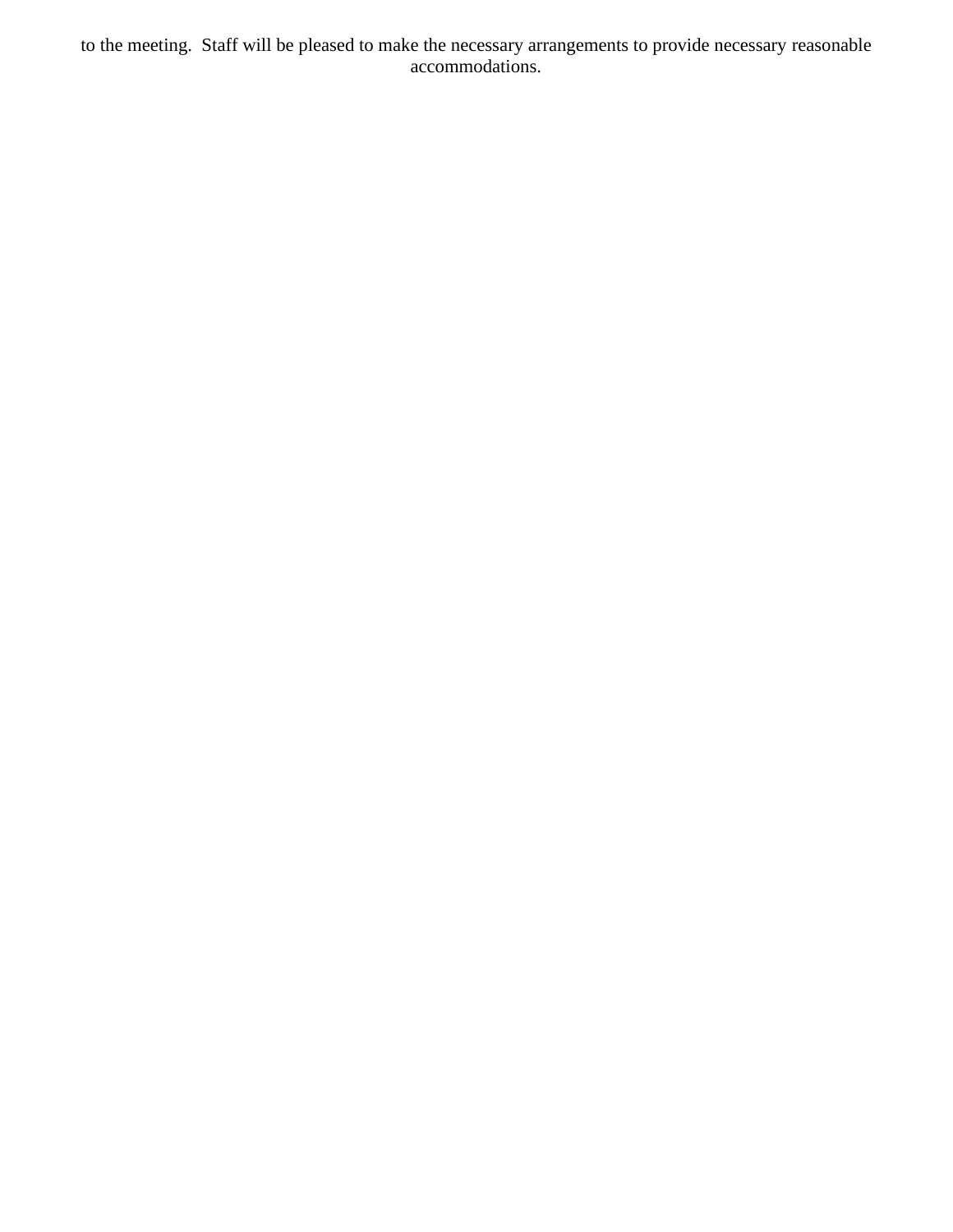to the meeting. Staff will be pleased to make the necessary arrangements to provide necessary reasonable accommodations.